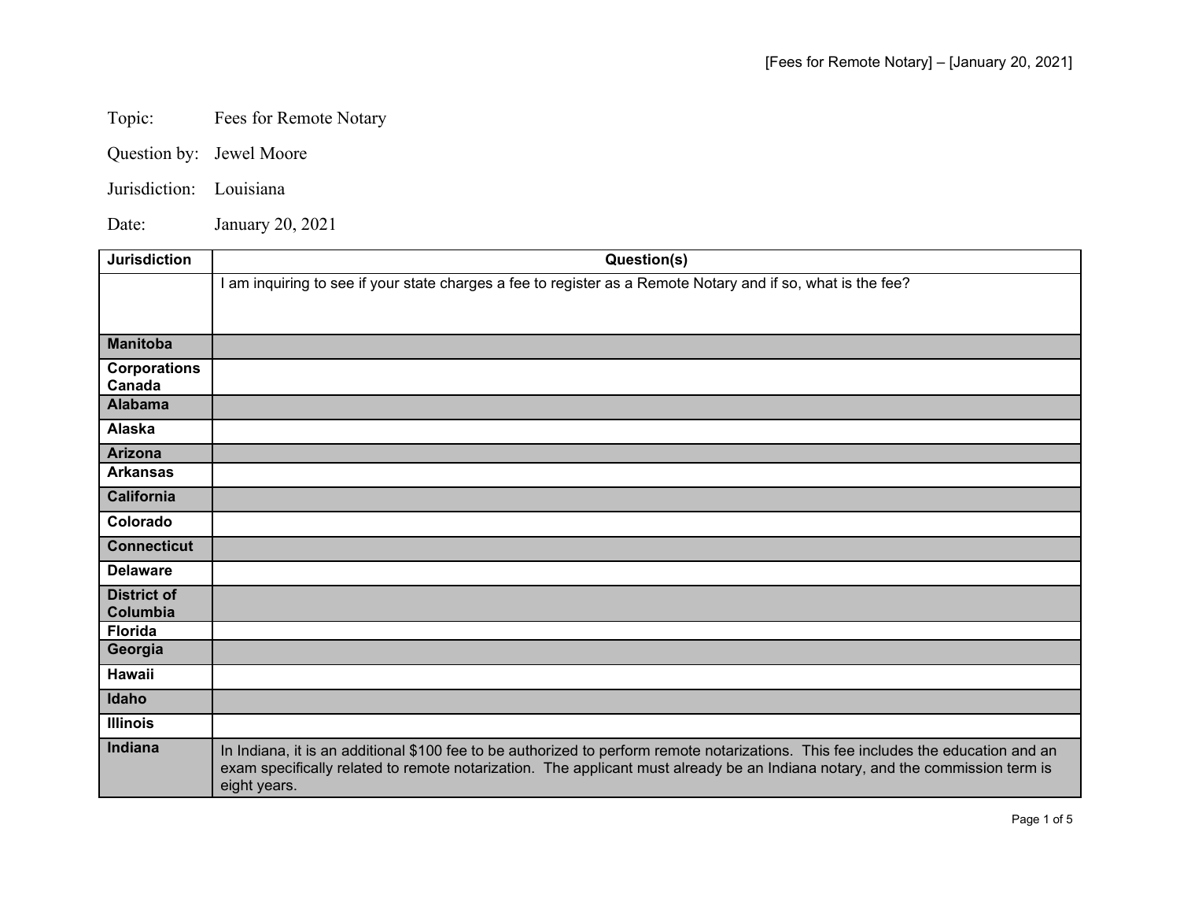Topic: Fees for Remote Notary

Question by: Jewel Moore

Jurisdiction: Louisiana

Date: January 20, 2021

| Jurisdiction | Question(s) |
|---|---|
| | I am inquiring to see if your state charges a fee to register as a Remote Notary and if so, what is the fee? |
| Manitoba | |
| Corporations Canada | |
| Alabama | |
| Alaska | |
| Arizona | |
| Arkansas | |
| California | |
| Colorado | |
| Connecticut | |
| Delaware | |
| District of Columbia | |
| Florida | |
| Georgia | |
| Hawaii | |
| Idaho | |
| Illinois | |
| Indiana | In Indiana, it is an additional $100 fee to be authorized to perform remote notarizations. This fee includes the education and an exam specifically related to remote notarization. The applicant must already be an Indiana notary, and the commission term is eight years. |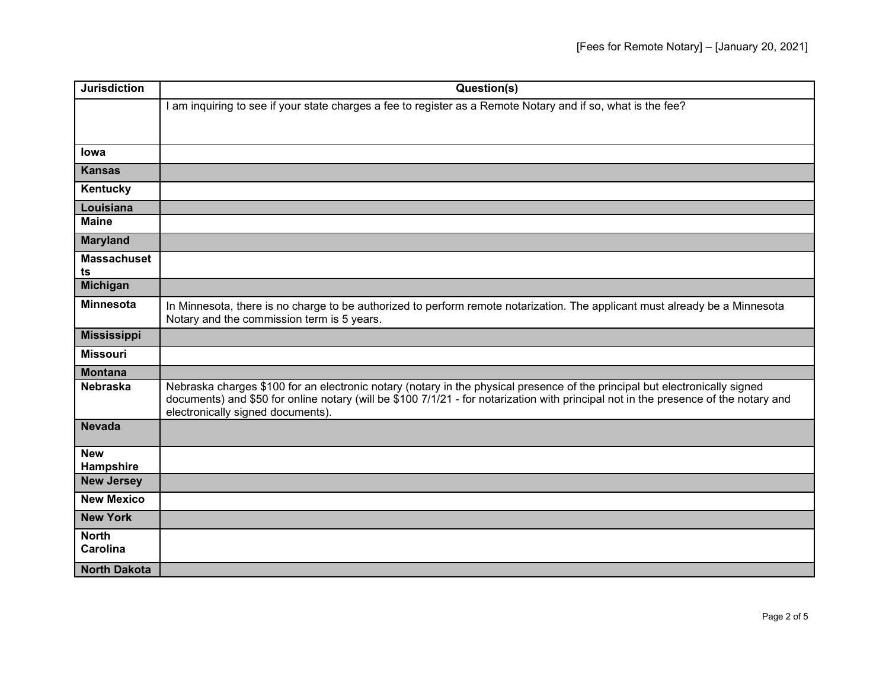| Jurisdiction | Question(s) |
|---|---|
| | I am inquiring to see if your state charges a fee to register as a Remote Notary and if so, what is the fee? |
| **Iowa** | |
| **Kansas** | |
| **Kentucky** | |
| **Louisiana** | |
| **Maine** | |
| **Maryland** | |
| **Massachusetts** | |
| **Michigan** | |
| **Minnesota** | In Minnesota, there is no charge to be authorized to perform remote notarization. The applicant must already be a Minnesota Notary and the commission term is 5 years. |
| **Mississippi** | |
| **Missouri** | |
| **Montana** | |
| **Nebraska** | Nebraska charges $100 for an electronic notary (notary in the physical presence of the principal but electronically signed documents) and $50 for online notary (will be $100 7/1/21 - for notarization with principal not in the presence of the notary and electronically signed documents). |
| **Nevada** | |
| **New Hampshire** | |
| **New Jersey** | |
| **New Mexico** | |
| **New York** | |
| **North Carolina** | |
| **North Dakota** | |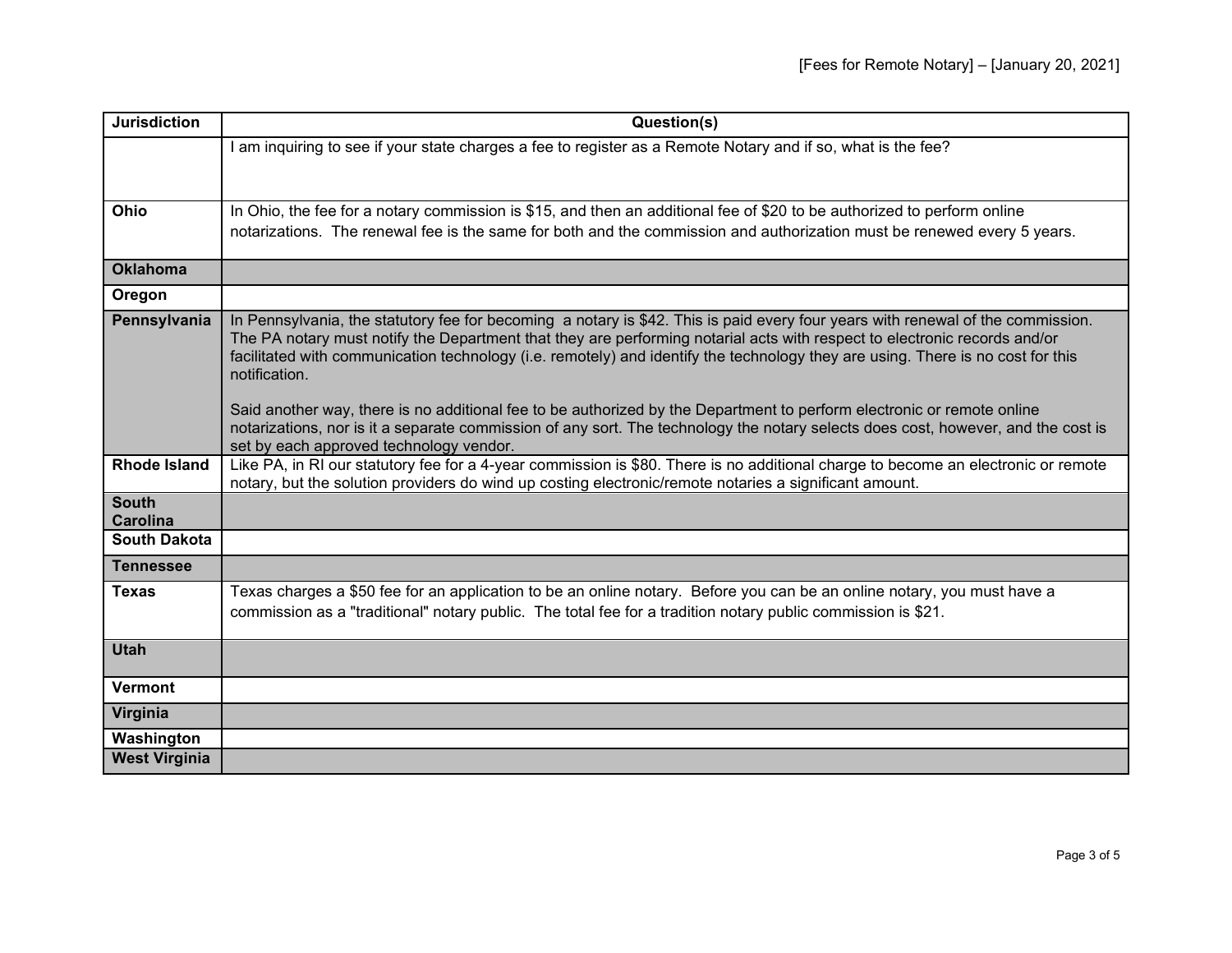| Jurisdiction | Question(s) |
|---|---|
| | I am inquiring to see if your state charges a fee to register as a Remote Notary and if so, what is the fee? |
| **Ohio** | In Ohio, the fee for a notary commission is $15, and then an additional fee of $20 to be authorized to perform online notarizations. The renewal fee is the same for both and the commission and authorization must be renewed every 5 years. |
| **Oklahoma** | |
| **Oregon** | |
| **Pennsylvania** | In Pennsylvania, the statutory fee for becoming a notary is $42. This is paid every four years with renewal of the commission. The PA notary must notify the Department that they are performing notarial acts with respect to electronic records and/or facilitated with communication technology (i.e. remotely) and identify the technology they are using. There is no cost for this notification.<br><br>Said another way, there is no additional fee to be authorized by the Department to perform electronic or remote online notarizations, nor is it a separate commission of any sort. The technology the notary selects does cost, however, and the cost is set by each approved technology vendor. |
| **Rhode Island** | Like PA, in RI our statutory fee for a 4-year commission is $80. There is no additional charge to become an electronic or remote notary, but the solution providers do wind up costing electronic/remote notaries a significant amount. |
| **South Carolina** | |
| **South Dakota** | |
| **Tennessee** | |
| **Texas** | Texas charges a $50 fee for an application to be an online notary. Before you can be an online notary, you must have a commission as a "traditional" notary public. The total fee for a tradition notary public commission is $21. |
| **Utah** | |
| **Vermont** | |
| **Virginia** | |
| **Washington** | |
| **West Virginia** | |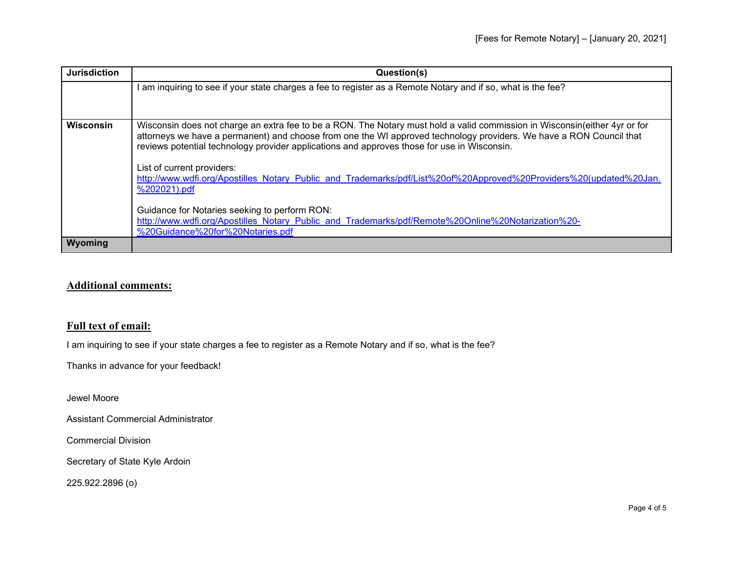| Jurisdiction | Question(s) |
|---|---|
| | I am inquiring to see if your state charges a fee to register as a Remote Notary and if so, what is the fee? |
| **Wisconsin** | Wisconsin does not charge an extra fee to be a RON. The Notary must hold a valid commission in Wisconsin(either 4yr or for attorneys we have a permanent) and choose from one the WI approved technology providers. We have a RON Council that reviews potential technology provider applications and approves those for use in Wisconsin.<br><br>List of current providers:<br>http://www.wdfi.org/Apostilles_Notary_Public_and_Trademarks/pdf/List%20of%20Approved%20Providers%20(updated%20Jan.%202021).pdf<br><br>Guidance for Notaries seeking to perform RON:<br>http://www.wdfi.org/Apostilles_Notary_Public_and_Trademarks/pdf/Remote%20Online%20Notarization%20-%20Guidance%20for%20Notaries.pdf |
| **Wyoming** | |

## Additional comments:

## Full text of email:

I am inquiring to see if your state charges a fee to register as a Remote Notary and if so, what is the fee?

Thanks in advance for your feedback!

Jewel Moore

Assistant Commercial Administrator

Commercial Division

Secretary of State Kyle Ardoin

225.922.2896 (o)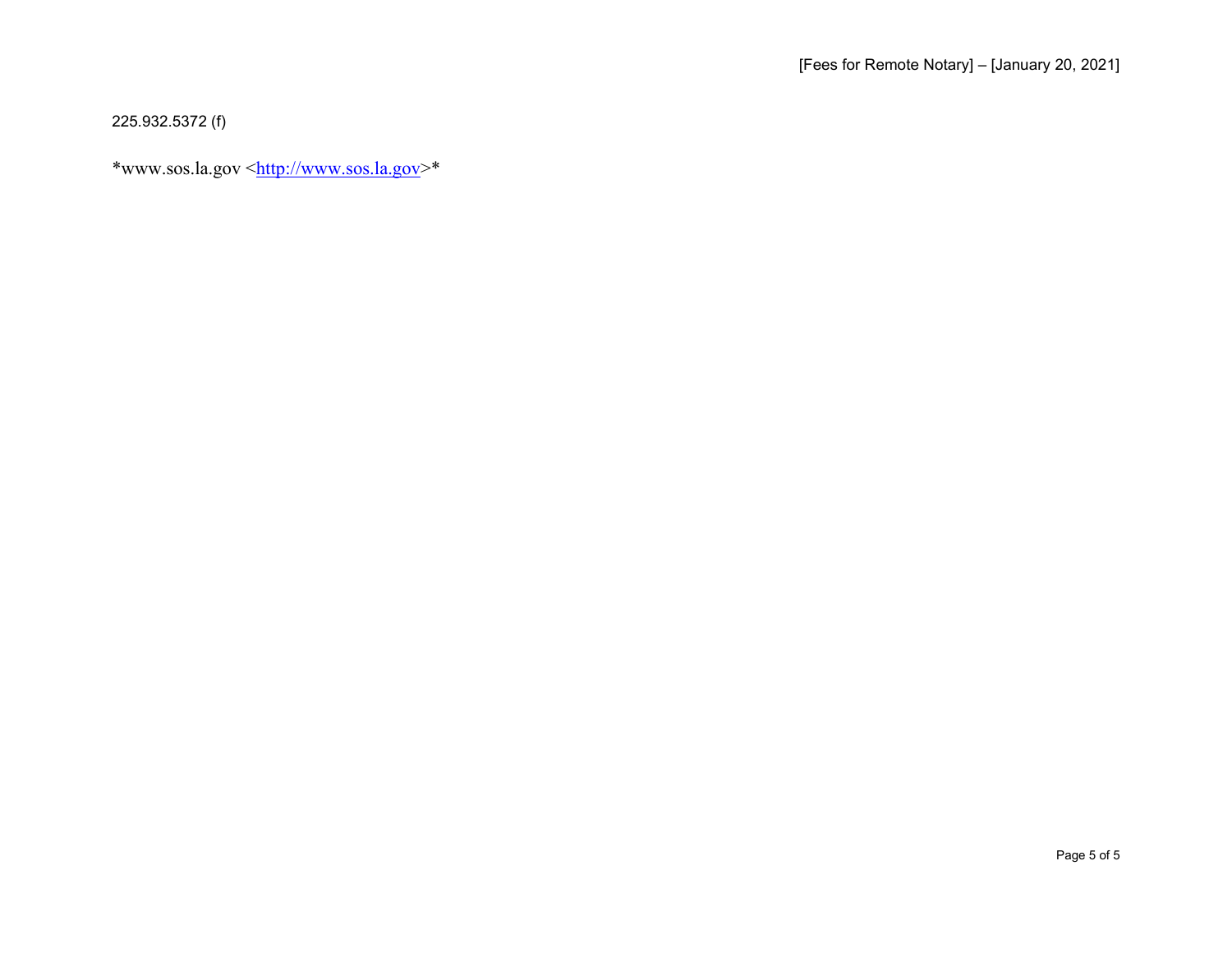225.932.5372 (f)

*www.sos.la.gov <http://www.sos.la.gov>*